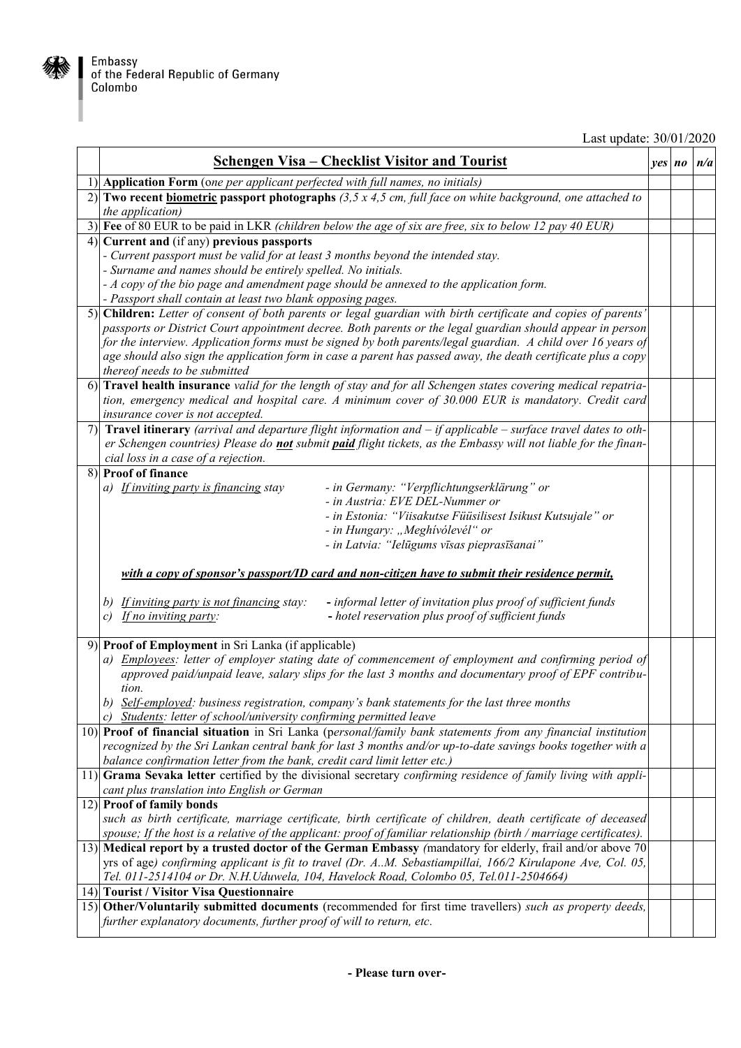Embassy
of the Federal Republic of Germany
Colombo

Last update: 30/01/2020

| | **Schengen Visa – Checklist Visitor and Tourist** | *yes* | *no* | *n/a* |
|---|---|---|---|---|
| 1) | **Application Form** (*one per applicant perfected with full names, no initials)* | | | |
| 2) | **Two recent biometric passport photographs** *(3,5 x 4,5 cm, full face on white background, one attached to the application)* | | | |
| 3) | **Fee** of 80 EUR to be paid in LKR *(children below the age of six are free, six to below 12 pay 40 EUR)* | | | |
| 4) | **Current and** (if any) **previous passports**<br>*- Current passport must be valid for at least 3 months beyond the intended stay.*<br>*- Surname and names should be entirely spelled. No initials.*<br>*- A copy of the bio page and amendment page should be annexed to the application form.*<br>*- Passport shall contain at least two blank opposing pages.* | | | |
| 5) | **Children:** *Letter of consent of both parents or legal guardian with birth certificate and copies of parents' passports or District Court appointment decree. Both parents or the legal guardian should appear in person for the interview. Application forms must be signed by both parents/legal guardian. A child over 16 years of age should also sign the application form in case a parent has passed away, the death certificate plus a copy thereof needs to be submitted* | | | |
| 6) | **Travel health insurance** *valid for the length of stay and for all Schengen states covering medical repatriation, emergency medical and hospital care. A minimum cover of 30.000 EUR is mandatory. Credit card insurance cover is not accepted.* | | | |
| 7) | **Travel itinerary** *(arrival and departure flight information and – if applicable – surface travel dates to other Schengen countries) Please do **not** submit **paid** flight tickets, as the Embassy will not liable for the financial loss in a case of a rejection.* | | | |
| 8) | **Proof of finance**<br>*a) If inviting party is financing stay* — *- in Germany: "Verpflichtungserklärung" or - in Austria: EVE DEL-Nummer or - in Estonia: "Viisakutse Füüsilisest Isikust Kutsujale" or - in Hungary: „Meghívólevél" or - in Latvia: "Ielūgums vīsas pieprasīšanai"*<br>***with a copy of sponsor's passport/ID card and non-citizen have to submit their residence permit,***<br>*b) If inviting party is not financing stay:* **-** *informal letter of invitation plus proof of sufficient funds*<br>*c) If no inviting party:* **-** *hotel reservation plus proof of sufficient funds* | | | |
| 9) | **Proof of Employment** in Sri Lanka (if applicable)<br>*a) Employees: letter of employer stating date of commencement of employment and confirming period of approved paid/unpaid leave, salary slips for the last 3 months and documentary proof of EPF contribution.*<br>*b) Self-employed: business registration, company's bank statements for the last three months*<br>*c) Students: letter of school/university confirming permitted leave* | | | |
| 10) | **Proof of financial situation** in Sri Lanka (*personal/family bank statements from any financial institution recognized by the Sri Lankan central bank for last 3 months and/or up-to-date savings books together with a balance confirmation letter from the bank, credit card limit letter etc.)* | | | |
| 11) | **Grama Sevaka letter** certified by the divisional secretary *confirming residence of family living with applicant plus translation into English or German* | | | |
| 12) | **Proof of family bonds**<br>*such as birth certificate, marriage certificate, birth certificate of children, death certificate of deceased spouse; If the host is a relative of the applicant: proof of familiar relationship (birth / marriage certificates).* | | | |
| 13) | **Medical report by a trusted doctor of the German Embassy** *(*mandatory for elderly, frail and/or above 70 yrs of age*) confirming applicant is fit to travel (Dr. A..M. Sebastiampillai, 166/2 Kirulapone Ave, Col. 05, Tel. 011-2514104 or Dr. N.H.Uduwela, 104, Havelock Road, Colombo 05, Tel.011-2504664)* | | | |
| 14) | **Tourist / Visitor Visa Questionnaire** | | | |
| 15) | **Other/Voluntarily submitted documents** (recommended for first time travellers) *such as property deeds, further explanatory documents, further proof of will to return, etc.* | | | |

**- Please turn over-**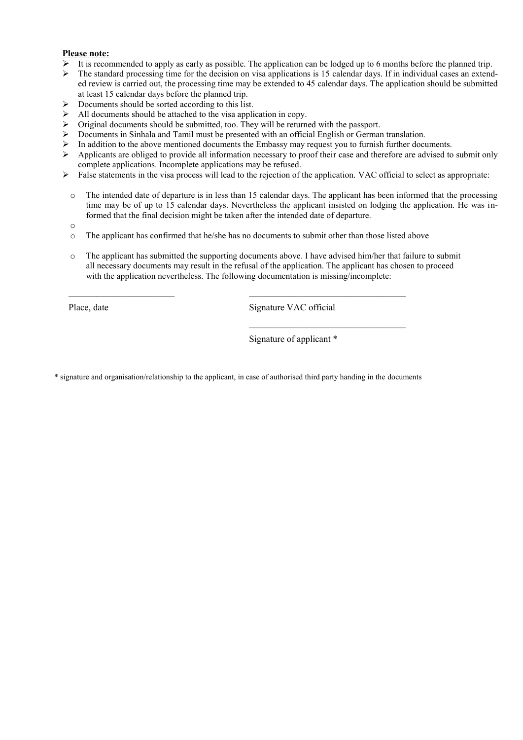**Please note:**

- It is recommended to apply as early as possible. The application can be lodged up to 6 months before the planned trip.
- The standard processing time for the decision on visa applications is 15 calendar days. If in individual cases an extended review is carried out, the processing time may be extended to 45 calendar days. The application should be submitted at least 15 calendar days before the planned trip.
- Documents should be sorted according to this list.
- All documents should be attached to the visa application in copy.
- Original documents should be submitted, too. They will be returned with the passport.
- Documents in Sinhala and Tamil must be presented with an official English or German translation.
- In addition to the above mentioned documents the Embassy may request you to furnish further documents.
- Applicants are obliged to provide all information necessary to proof their case and therefore are advised to submit only complete applications. Incomplete applications may be refused.
- False statements in the visa process will lead to the rejection of the application. VAC official to select as appropriate:

  - The intended date of departure is in less than 15 calendar days. The applicant has been informed that the processing time may be of up to 15 calendar days. Nevertheless the applicant insisted on lodging the application. He was informed that the final decision might be taken after the intended date of departure.
  - 
  - The applicant has confirmed that he/she has no documents to submit other than those listed above
  - The applicant has submitted the supporting documents above. I have advised him/her that failure to submit all necessary documents may result in the refusal of the application. The applicant has chosen to proceed with the application nevertheless. The following documentation is missing/incomplete:

________________________ ____________________________________

Place, date Signature VAC official

____________________________________

Signature of applicant *

* signature and organisation/relationship to the applicant, in case of authorised third party handing in the documents